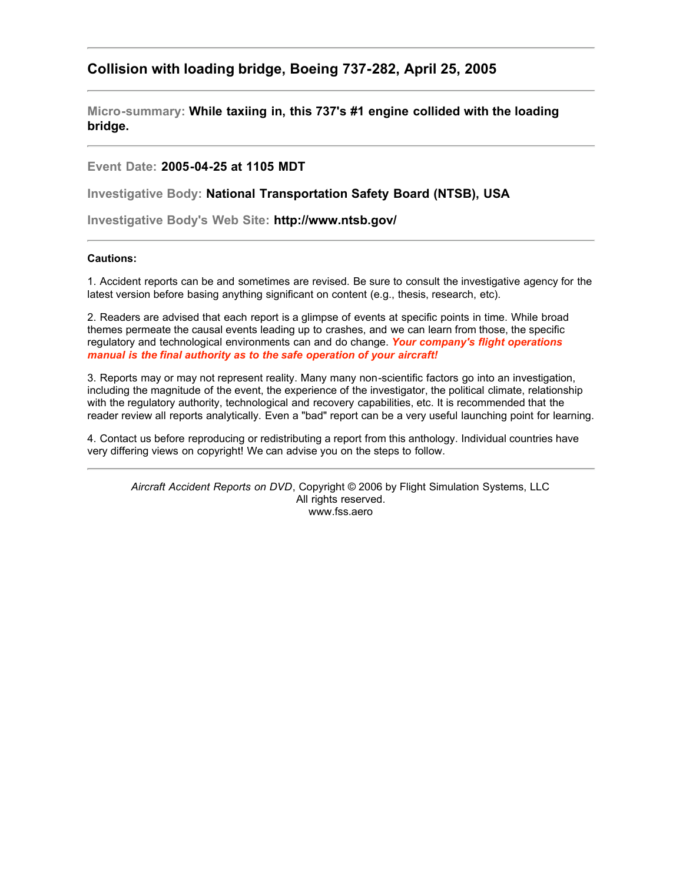## Collision with loading bridge, Boeing 737-282, April 25, 2005

---

**Micro-summary: While taxiing in, this 737's #1 engine collided with the loading bridge.**

---

**Event Date: 2005-04-25 at 1105 MDT**

**Investigative Body: National Transportation Safety Board (NTSB), USA**

**Investigative Body's Web Site: http://www.ntsb.gov/**

---

**Cautions:**

1. Accident reports can be and sometimes are revised. Be sure to consult the investigative agency for the latest version before basing anything significant on content (e.g., thesis, research, etc).

2. Readers are advised that each report is a glimpse of events at specific points in time. While broad themes permeate the causal events leading up to crashes, and we can learn from those, the specific regulatory and technological environments can and do change. ***Your company's flight operations manual is the final authority as to the safe operation of your aircraft!***

3. Reports may or may not represent reality. Many many non-scientific factors go into an investigation, including the magnitude of the event, the experience of the investigator, the political climate, relationship with the regulatory authority, technological and recovery capabilities, etc. It is recommended that the reader review all reports analytically. Even a "bad" report can be a very useful launching point for learning.

4. Contact us before reproducing or redistributing a report from this anthology. Individual countries have very differing views on copyright! We can advise you on the steps to follow.

---

*Aircraft Accident Reports on DVD*, Copyright © 2006 by Flight Simulation Systems, LLC
All rights reserved.
www.fss.aero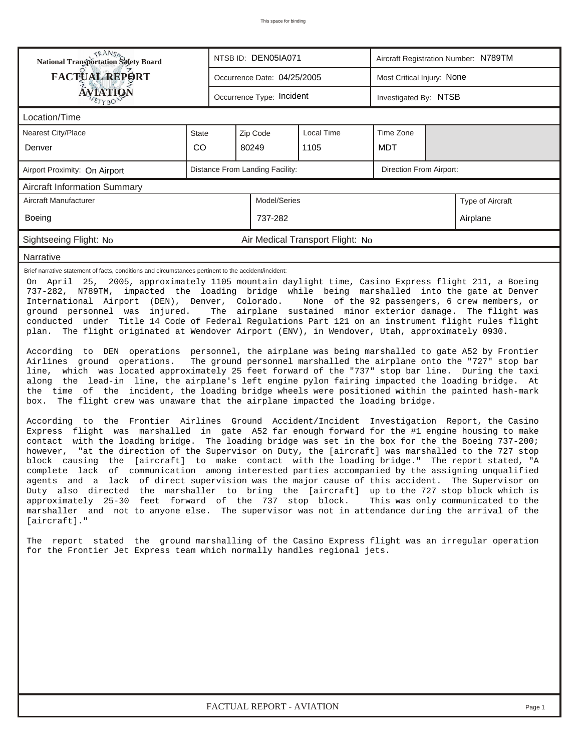**National Transportation Safety Board**
**FACTUAL REPORT**
**AVIATION**

| | | |
|---|---|---|
| | NTSB ID: DEN05IA071 | Aircraft Registration Number: N789TM |
| | Occurrence Date: 04/25/2005 | Most Critical Injury: None |
| | Occurrence Type: Incident | Investigated By: NTSB |

## Location/Time

| Nearest City/Place | State | Zip Code | Local Time | Time Zone |
|---|---|---|---|---|
| Denver | CO | 80249 | 1105 | MDT |

| Airport Proximity: On Airport | Distance From Landing Facility: | Direction From Airport: |
|---|---|---|

## Aircraft Information Summary

| Aircraft Manufacturer | Model/Series | Type of Aircraft |
|---|---|---|
| Boeing | 737-282 | Airplane |

Sightseeing Flight: No    Air Medical Transport Flight: No

## Narrative

Brief narrative statement of facts, conditions and circumstances pertinent to the accident/incident:

On April 25, 2005, approximately 1105 mountain daylight time, Casino Express flight 211, a Boeing 737-282, N789TM, impacted the loading bridge while being marshalled into the gate at Denver International Airport (DEN), Denver, Colorado. None of the 92 passengers, 6 crew members, or ground personnel was injured. The airplane sustained minor exterior damage. The flight was conducted under Title 14 Code of Federal Regulations Part 121 on an instrument flight rules flight plan. The flight originated at Wendover Airport (ENV), in Wendover, Utah, approximately 0930.

According to DEN operations personnel, the airplane was being marshalled to gate A52 by Frontier Airlines ground operations. The ground personnel marshalled the airplane onto the "727" stop bar line, which was located approximately 25 feet forward of the "737" stop bar line. During the taxi along the lead-in line, the airplane's left engine pylon fairing impacted the loading bridge. At the time of the incident, the loading bridge wheels were positioned within the painted hash-mark box. The flight crew was unaware that the airplane impacted the loading bridge.

According to the Frontier Airlines Ground Accident/Incident Investigation Report, the Casino Express flight was marshalled in gate A52 far enough forward for the #1 engine housing to make contact with the loading bridge. The loading bridge was set in the box for the the Boeing 737-200; however, "at the direction of the Supervisor on Duty, the [aircraft] was marshalled to the 727 stop block causing the [aircraft] to make contact with the loading bridge." The report stated, "A complete lack of communication among interested parties accompanied by the assigning unqualified agents and a lack of direct supervision was the major cause of this accident. The Supervisor on Duty also directed the marshaller to bring the [aircraft] up to the 727 stop block which is approximately 25-30 feet forward of the 737 stop block. This was only communicated to the marshaller and not to anyone else. The supervisor was not in attendance during the arrival of the [aircraft]."

The report stated the ground marshalling of the Casino Express flight was an irregular operation for the Frontier Jet Express team which normally handles regional jets.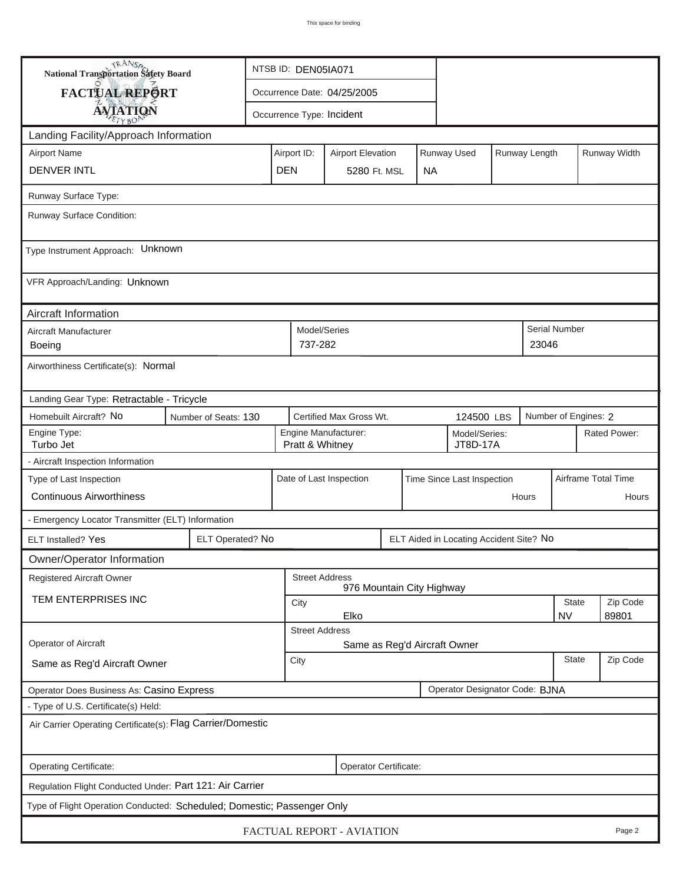# National Transportation Safety Board
# FACTUAL REPORT
# AVIATION

| NTSB ID: DEN05IA071 |
| --- |
| Occurrence Date: 04/25/2005 |
| Occurrence Type: Incident |

## Landing Facility/Approach Information

| Airport Name | Airport ID: | Airport Elevation | Runway Used | Runway Length | Runway Width |
| --- | --- | --- | --- | --- | --- |
| DENVER INTL | DEN | 5280 Ft. MSL | NA | | |

Runway Surface Type:

Runway Surface Condition:

Type Instrument Approach: Unknown

VFR Approach/Landing: Unknown

## Aircraft Information

| Aircraft Manufacturer | Model/Series | Serial Number |
| --- | --- | --- |
| Boeing | 737-282 | 23046 |

Airworthiness Certificate(s): Normal

Landing Gear Type: Retractable - Tricycle

| Homebuilt Aircraft? No | Number of Seats: 130 | Certified Max Gross Wt. 124500 LBS | Number of Engines: 2 |
| --- | --- | --- | --- |

| Engine Type: | Engine Manufacturer: | Model/Series: | Rated Power: |
| --- | --- | --- | --- |
| Turbo Jet | Pratt & Whitney | JT8D-17A | |

- Aircraft Inspection Information

| Type of Last Inspection | Date of Last Inspection | Time Since Last Inspection | Airframe Total Time |
| --- | --- | --- | --- |
| Continuous Airworthiness | | Hours | Hours |

- Emergency Locator Transmitter (ELT) Information

| ELT Installed? Yes | ELT Operated? No | ELT Aided in Locating Accident Site? No |
| --- | --- | --- |

## Owner/Operator Information

| Registered Aircraft Owner | Street Address | City | State | Zip Code |
| --- | --- | --- | --- | --- |
| TEM ENTERPRISES INC | 976 Mountain City Highway | Elko | NV | 89801 |

| Operator of Aircraft | Street Address | City | State | Zip Code |
| --- | --- | --- | --- | --- |
| Same as Reg'd Aircraft Owner | Same as Reg'd Aircraft Owner | | | |

Operator Does Business As: Casino Express

Operator Designator Code: BJNA

- Type of U.S. Certificate(s) Held:

Air Carrier Operating Certificate(s): Flag Carrier/Domestic

Operating Certificate:

Operator Certificate:

Regulation Flight Conducted Under: Part 121: Air Carrier

Type of Flight Operation Conducted: Scheduled; Domestic; Passenger Only

FACTUAL REPORT - AVIATION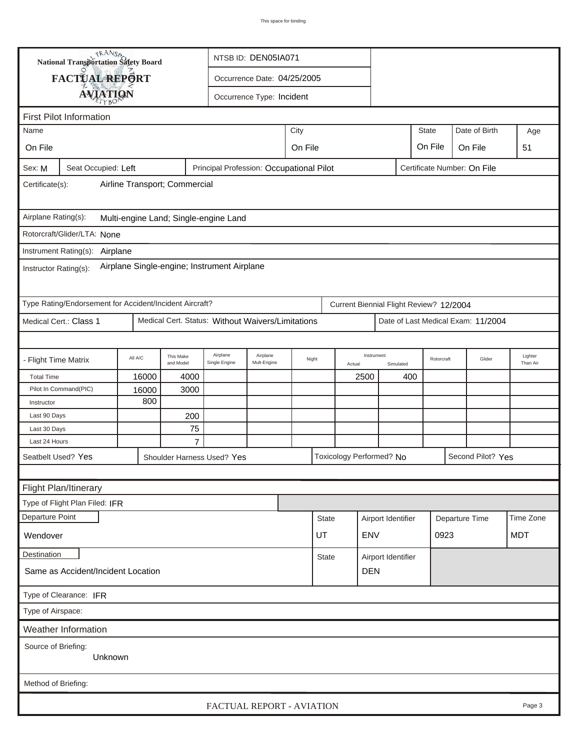This space for binding

**National Transportation Safety Board**

**FACTUAL REPORT**

**AVIATION**

NTSB ID: DEN05IA071

Occurrence Date: 04/25/2005

Occurrence Type: Incident

## First Pilot Information

| Name | City | State | Date of Birth | Age |
|---|---|---|---|---|
| On File | On File | On File | On File | 51 |

Sex: M | Seat Occupied: Left | Principal Profession: Occupational Pilot | Certificate Number: On File

Certificate(s): Airline Transport; Commercial

Airplane Rating(s): Multi-engine Land; Single-engine Land

Rotorcraft/Glider/LTA: None

Instrument Rating(s): Airplane

Instructor Rating(s): Airplane Single-engine; Instrument Airplane

Type Rating/Endorsement for Accident/Incident Aircraft? | Current Biennial Flight Review? 12/2004

Medical Cert.: Class 1 | Medical Cert. Status: Without Waivers/Limitations | Date of Last Medical Exam: 11/2004

| - Flight Time Matrix | All A/C | This Make and Model | Airplane Single Engine | Airplane Mult-Engine | Night | Instrument Actual | Instrument Simulated | Rotorcraft | Glider | Lighter Than Air |
|---|---|---|---|---|---|---|---|---|---|---|
| Total Time | 16000 | 4000 | | | | 2500 | 400 | | | |
| Pilot In Command(PIC) | 16000 | 3000 | | | | | | | | |
| Instructor | 800 | | | | | | | | | |
| Last 90 Days | | 200 | | | | | | | | |
| Last 30 Days | | 75 | | | | | | | | |
| Last 24 Hours | | 7 | | | | | | | | |

Seatbelt Used? Yes | Shoulder Harness Used? Yes | Toxicology Performed? No | Second Pilot? Yes

## Flight Plan/Itinerary

Type of Flight Plan Filed: IFR

| Departure Point | State | Airport Identifier | Departure Time | Time Zone |
|---|---|---|---|---|
| Wendover | UT | ENV | 0923 | MDT |

| Destination | State | Airport Identifier |
|---|---|---|
| Same as Accident/Incident Location | | DEN |

Type of Clearance: IFR

Type of Airspace:

## Weather Information

Source of Briefing:
Unknown

Method of Briefing:

FACTUAL REPORT - AVIATION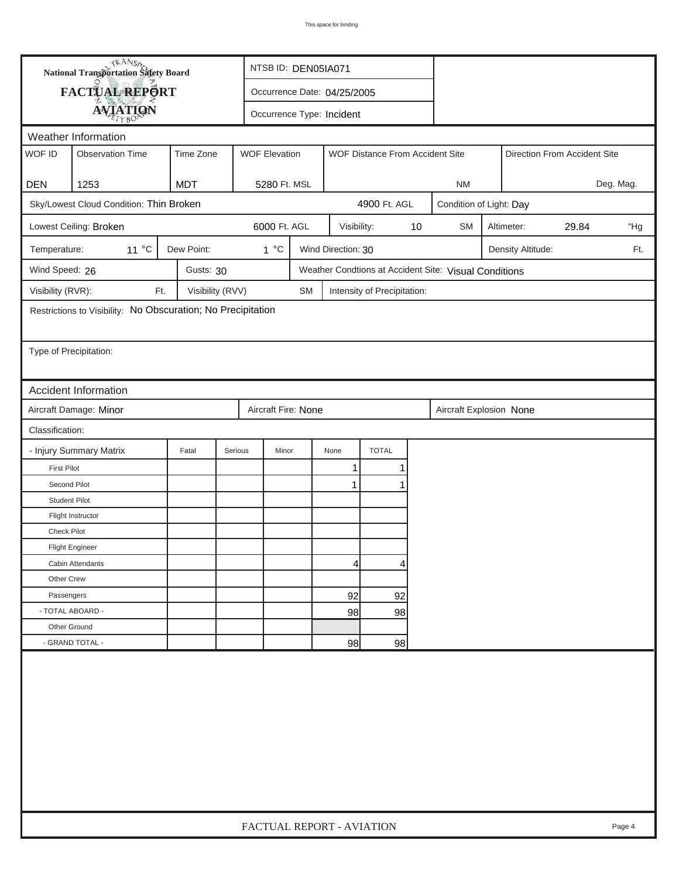**National Transportation Safety Board**

**FACTUAL REPORT**

**AVIATION**

NTSB ID: DEN05IA071

Occurrence Date: 04/25/2005

Occurrence Type: Incident

## Weather Information

| WOF ID | Observation Time | Time Zone | WOF Elevation | WOF Distance From Accident Site | Direction From Accident Site |
|---|---|---|---|---|---|
| DEN | 1253 | MDT | 5280 Ft. MSL | NM | Deg. Mag. |

Sky/Lowest Cloud Condition: Thin Broken 4900 Ft. AGL

Condition of Light: Day

Lowest Ceiling: Broken 6000 Ft. AGL

Visibility: 10 SM

Altimeter: 29.84 "Hg

Temperature: 11 °C

Dew Point: 1 °C

Wind Direction: 30

Density Altitude: Ft.

Wind Speed: 26

Gusts: 30

Weather Condtions at Accident Site: Visual Conditions

Visibility (RVR): Ft.

Visibility (RVV) SM

Intensity of Precipitation:

Restrictions to Visibility: No Obscuration; No Precipitation

Type of Precipitation:

## Accident Information

Aircraft Damage: Minor

Aircraft Fire: None

Aircraft Explosion None

Classification:

| - Injury Summary Matrix | Fatal | Serious | Minor | None | TOTAL |
|---|---|---|---|---|---|
| First Pilot | | | | 1 | 1 |
| Second Pilot | | | | 1 | 1 |
| Student Pilot | | | | | |
| Flight Instructor | | | | | |
| Check Pilot | | | | | |
| Flight Engineer | | | | | |
| Cabin Attendants | | | | 4 | 4 |
| Other Crew | | | | | |
| Passengers | | | | 92 | 92 |
| - TOTAL ABOARD - | | | | 98 | 98 |
| Other Ground | | | | | |
| - GRAND TOTAL - | | | | 98 | 98 |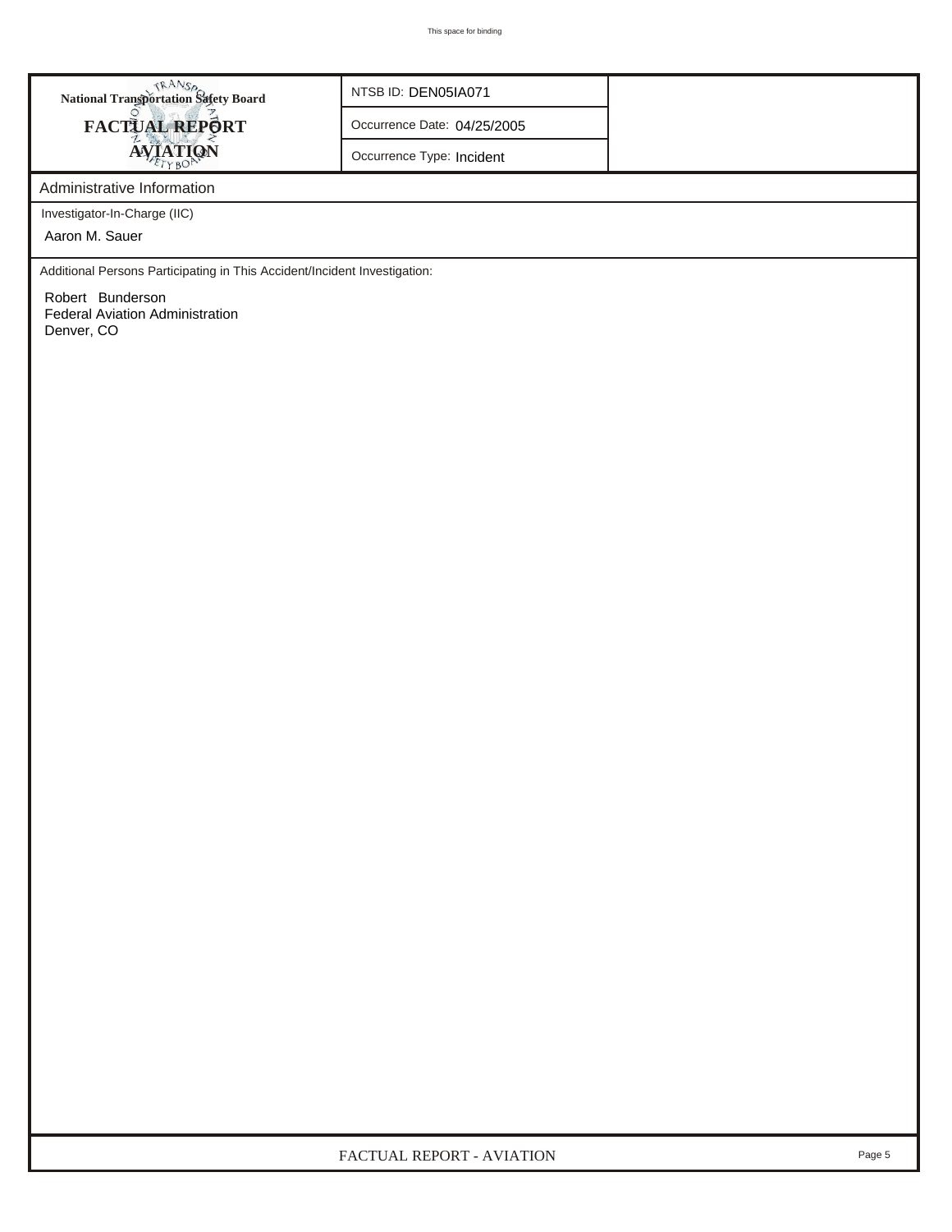National Transportation Safety Board

**FACTUAL REPORT**

**AVIATION**

| | |
|---|---|
| NTSB ID: DEN05IA071 | |
| Occurrence Date: 04/25/2005 | |
| Occurrence Type: Incident | |

## Administrative Information

Investigator-In-Charge (IIC)

Aaron M. Sauer

Additional Persons Participating in This Accident/Incident Investigation:

Robert Bunderson
Federal Aviation Administration
Denver, CO